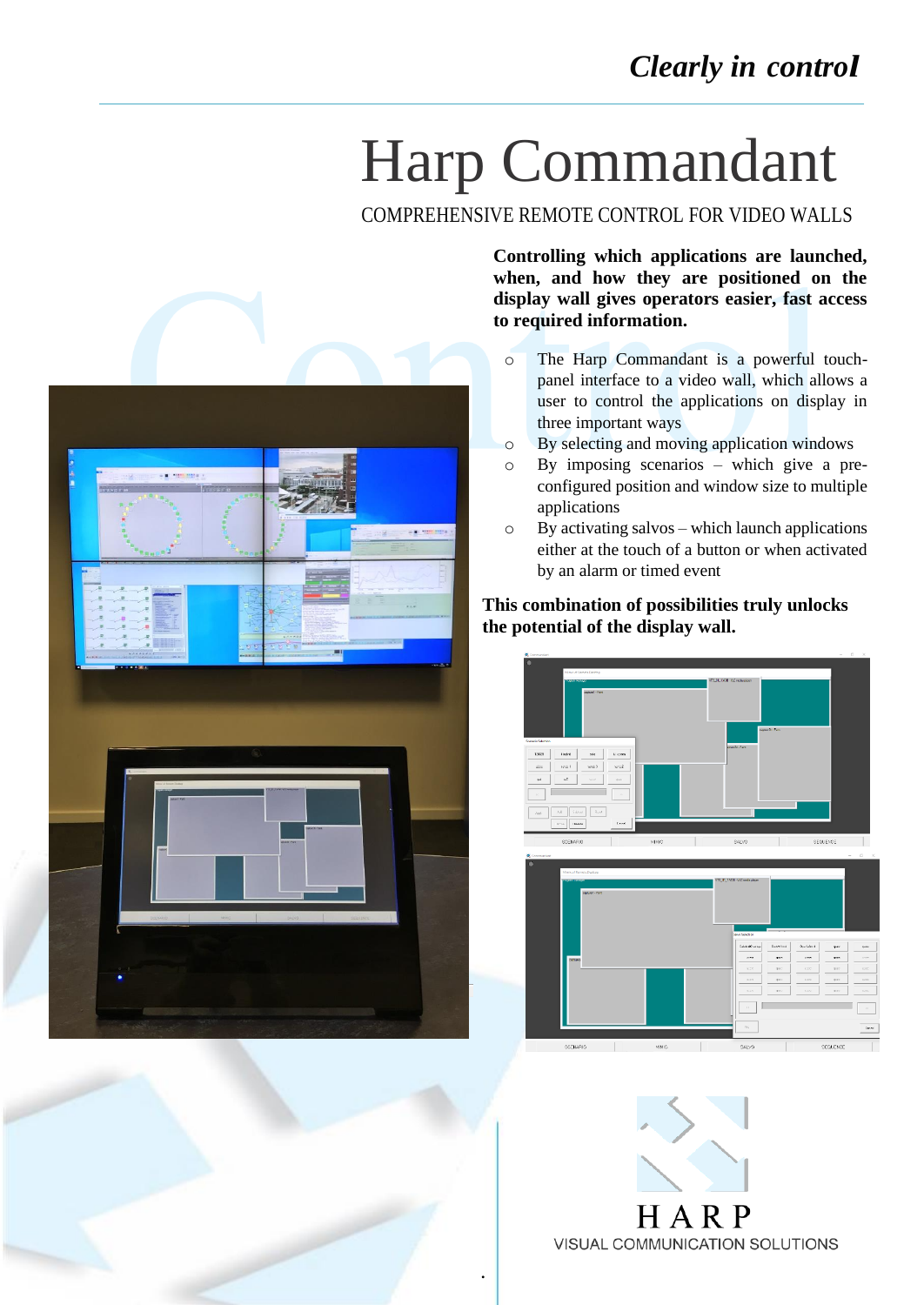*Clearly in control*

# Harp Commandant

COMPREHENSIVE REMOTE CONTROL FOR VIDEO WALLS

**Controlling which applications are launched, when, and how they are positioned on the display wall gives operators easier, fast access to required information.**

- The Harp Commandant is a powerful touch-panel interface to a video wall, which allows a user to control the applications on display in three important ways
- By selecting and moving application windows
- By imposing scenarios – which give a pre-configured position and window size to multiple applications
- By activating salvos – which launch applications either at the touch of a button or when activated by an alarm or timed event

**This combination of possibilities truly unlocks the potential of the display wall.**

HARP

VISUAL COMMUNICATION SOLUTIONS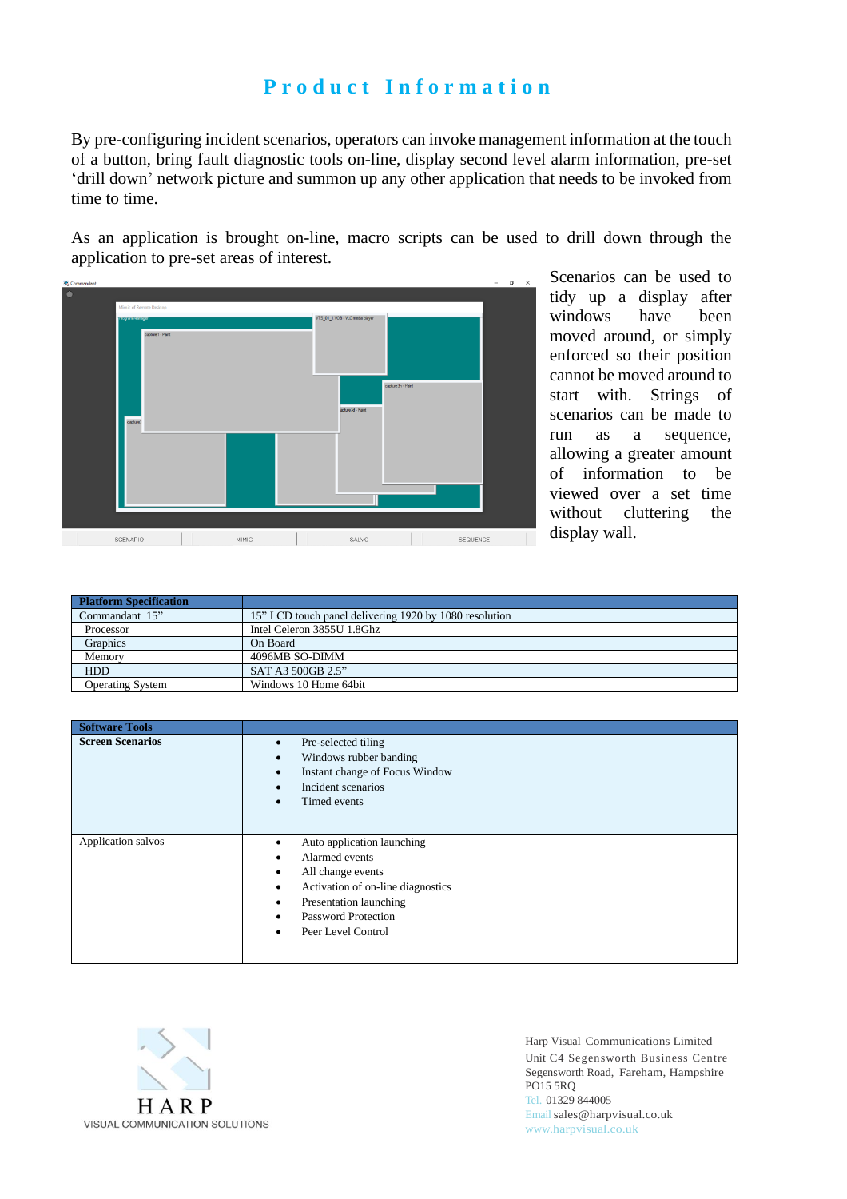# Product Information

By pre-configuring incident scenarios, operators can invoke management information at the touch of a button, bring fault diagnostic tools on-line, display second level alarm information, pre-set 'drill down' network picture and summon up any other application that needs to be invoked from time to time.

As an application is brought on-line, macro scripts can be used to drill down through the application to pre-set areas of interest.

Scenarios can be used to tidy up a display after windows have been moved around, or simply enforced so their position cannot be moved around to start with. Strings of scenarios can be made to run as a sequence, allowing a greater amount of information to be viewed over a set time without cluttering the display wall.

| Platform Specification | |
|---|---|
| Commandant 15" | 15" LCD touch panel delivering 1920 by 1080 resolution |
| Processor | Intel Celeron 3855U 1.8Ghz |
| Graphics | On Board |
| Memory | 4096MB SO-DIMM |
| HDD | SAT A3 500GB 2.5" |
| Operating System | Windows 10 Home 64bit |

| Software Tools | |
|---|---|
| **Screen Scenarios** | • Pre-selected tiling<br>• Windows rubber banding<br>• Instant change of Focus Window<br>• Incident scenarios<br>• Timed events |
| Application salvos | • Auto application launching<br>• Alarmed events<br>• All change events<br>• Activation of on-line diagnostics<br>• Presentation launching<br>• Password Protection<br>• Peer Level Control |

HARP
VISUAL COMMUNICATION SOLUTIONS

Harp Visual Communications Limited
Unit C4 Segensworth Business Centre
Segensworth Road, Fareham, Hampshire
PO15 5RQ
Tel. 01329 844005
Email sales@harpvisual.co.uk
www.harpvisual.co.uk